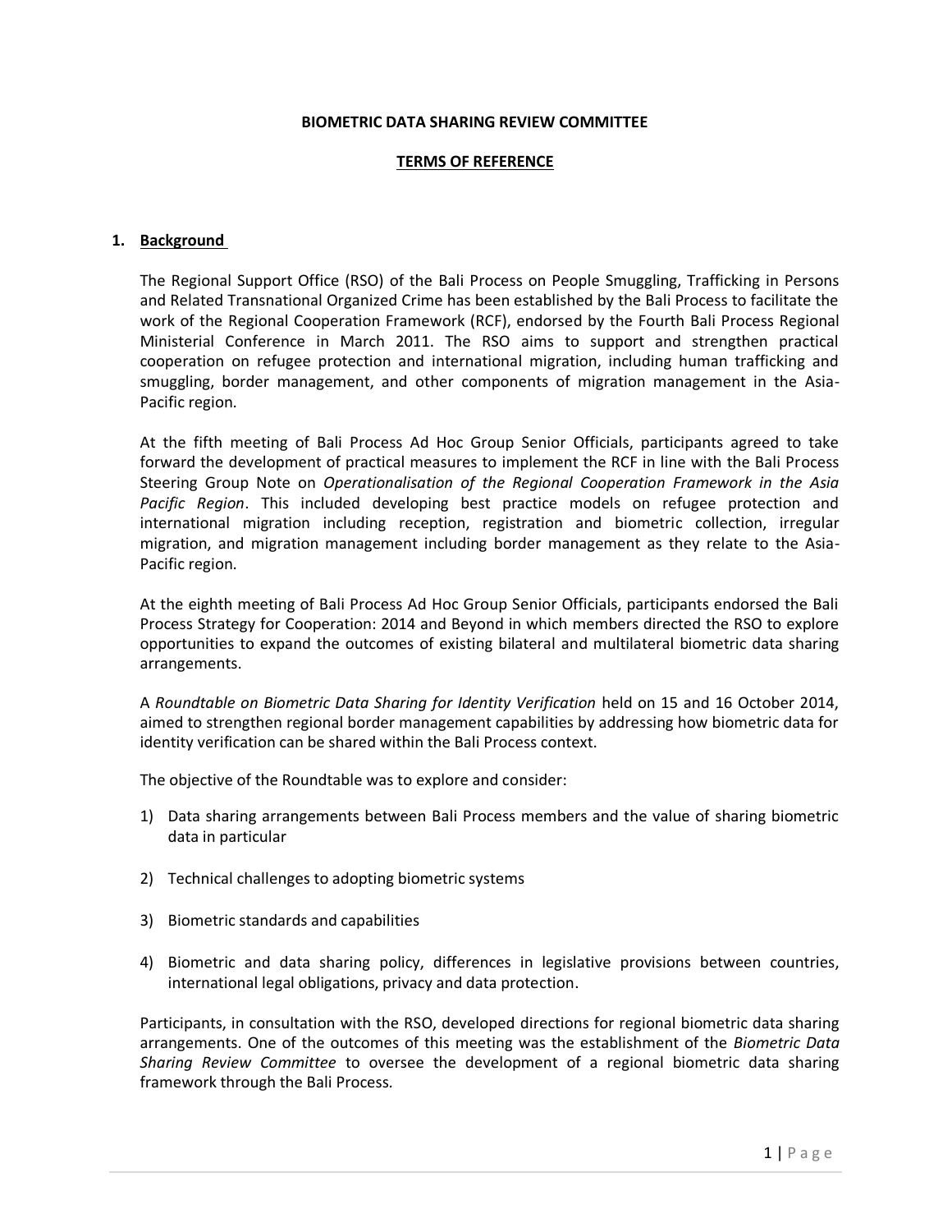**BIOMETRIC DATA SHARING REVIEW COMMITTEE**

**TERMS OF REFERENCE**

## 1. Background

The Regional Support Office (RSO) of the Bali Process on People Smuggling, Trafficking in Persons and Related Transnational Organized Crime has been established by the Bali Process to facilitate the work of the Regional Cooperation Framework (RCF), endorsed by the Fourth Bali Process Regional Ministerial Conference in March 2011. The RSO aims to support and strengthen practical cooperation on refugee protection and international migration, including human trafficking and smuggling, border management, and other components of migration management in the Asia-Pacific region.

At the fifth meeting of Bali Process Ad Hoc Group Senior Officials, participants agreed to take forward the development of practical measures to implement the RCF in line with the Bali Process Steering Group Note on *Operationalisation of the Regional Cooperation Framework in the Asia Pacific Region*. This included developing best practice models on refugee protection and international migration including reception, registration and biometric collection, irregular migration, and migration management including border management as they relate to the Asia-Pacific region.

At the eighth meeting of Bali Process Ad Hoc Group Senior Officials, participants endorsed the Bali Process Strategy for Cooperation: 2014 and Beyond in which members directed the RSO to explore opportunities to expand the outcomes of existing bilateral and multilateral biometric data sharing arrangements.

A *Roundtable on Biometric Data Sharing for Identity Verification* held on 15 and 16 October 2014, aimed to strengthen regional border management capabilities by addressing how biometric data for identity verification can be shared within the Bali Process context.

The objective of the Roundtable was to explore and consider:

1) Data sharing arrangements between Bali Process members and the value of sharing biometric data in particular

2) Technical challenges to adopting biometric systems

3) Biometric standards and capabilities

4) Biometric and data sharing policy, differences in legislative provisions between countries, international legal obligations, privacy and data protection.

Participants, in consultation with the RSO, developed directions for regional biometric data sharing arrangements. One of the outcomes of this meeting was the establishment of the *Biometric Data Sharing Review Committee* to oversee the development of a regional biometric data sharing framework through the Bali Process.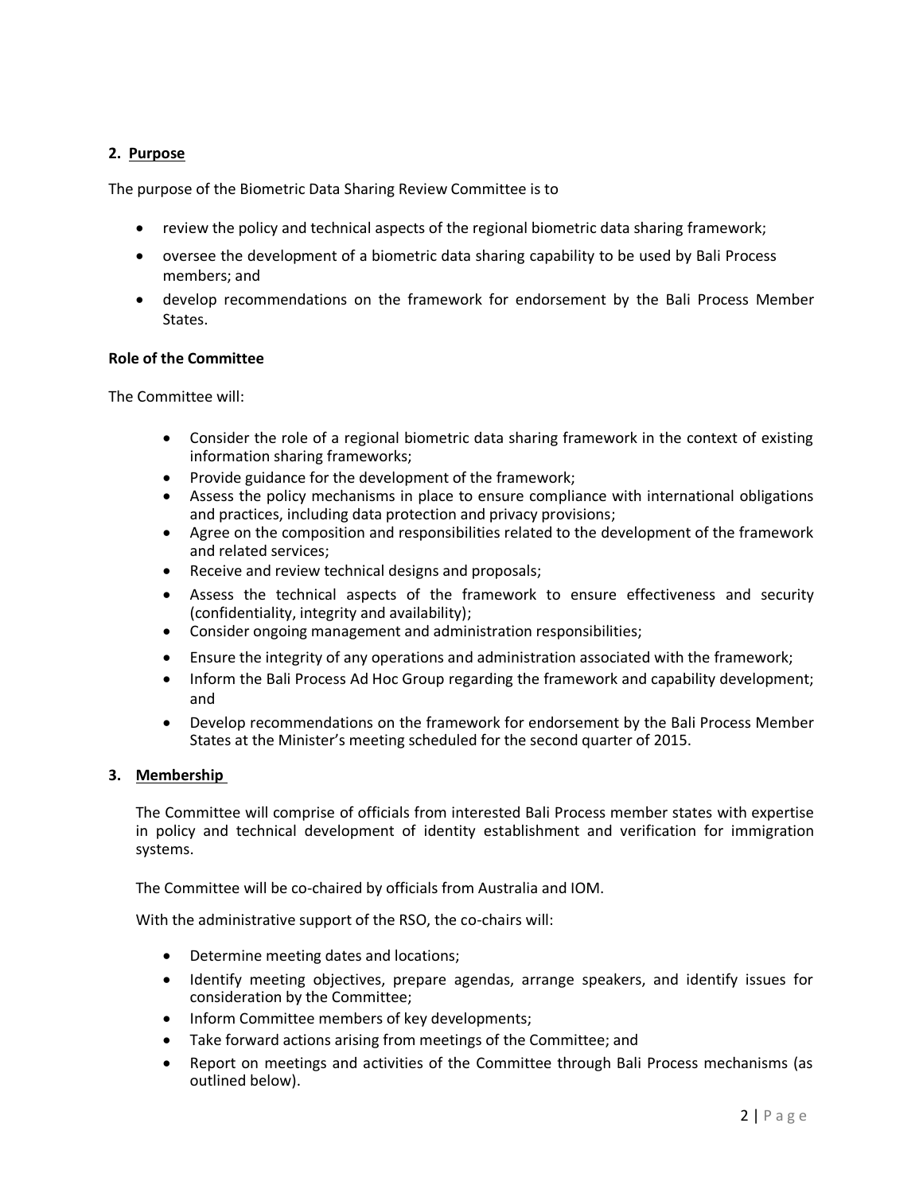## 2. Purpose

The purpose of the Biometric Data Sharing Review Committee is to

- review the policy and technical aspects of the regional biometric data sharing framework;
- oversee the development of a biometric data sharing capability to be used by Bali Process members; and
- develop recommendations on the framework for endorsement by the Bali Process Member States.

**Role of the Committee**

The Committee will:

- Consider the role of a regional biometric data sharing framework in the context of existing information sharing frameworks;
- Provide guidance for the development of the framework;
- Assess the policy mechanisms in place to ensure compliance with international obligations and practices, including data protection and privacy provisions;
- Agree on the composition and responsibilities related to the development of the framework and related services;
- Receive and review technical designs and proposals;
- Assess the technical aspects of the framework to ensure effectiveness and security (confidentiality, integrity and availability);
- Consider ongoing management and administration responsibilities;
- Ensure the integrity of any operations and administration associated with the framework;
- Inform the Bali Process Ad Hoc Group regarding the framework and capability development; and
- Develop recommendations on the framework for endorsement by the Bali Process Member States at the Minister's meeting scheduled for the second quarter of 2015.

## 3. Membership

The Committee will comprise of officials from interested Bali Process member states with expertise in policy and technical development of identity establishment and verification for immigration systems.

The Committee will be co-chaired by officials from Australia and IOM.

With the administrative support of the RSO, the co-chairs will:

- Determine meeting dates and locations;
- Identify meeting objectives, prepare agendas, arrange speakers, and identify issues for consideration by the Committee;
- Inform Committee members of key developments;
- Take forward actions arising from meetings of the Committee; and
- Report on meetings and activities of the Committee through Bali Process mechanisms (as outlined below).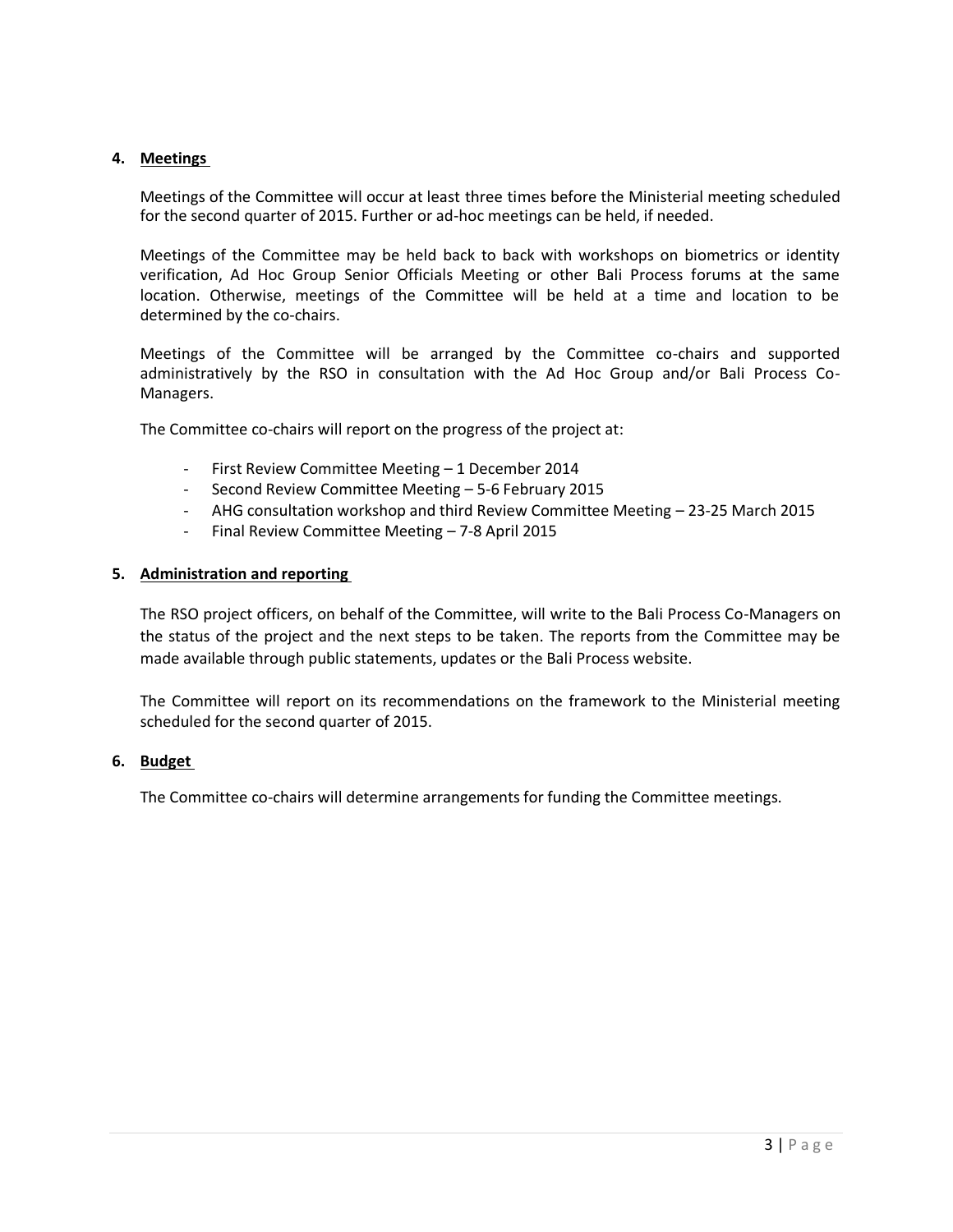## 4. Meetings

Meetings of the Committee will occur at least three times before the Ministerial meeting scheduled for the second quarter of 2015. Further or ad-hoc meetings can be held, if needed.

Meetings of the Committee may be held back to back with workshops on biometrics or identity verification, Ad Hoc Group Senior Officials Meeting or other Bali Process forums at the same location. Otherwise, meetings of the Committee will be held at a time and location to be determined by the co-chairs.

Meetings of the Committee will be arranged by the Committee co-chairs and supported administratively by the RSO in consultation with the Ad Hoc Group and/or Bali Process Co-Managers.

The Committee co-chairs will report on the progress of the project at:

- First Review Committee Meeting – 1 December 2014
- Second Review Committee Meeting – 5-6 February 2015
- AHG consultation workshop and third Review Committee Meeting – 23-25 March 2015
- Final Review Committee Meeting – 7-8 April 2015

## 5. Administration and reporting

The RSO project officers, on behalf of the Committee, will write to the Bali Process Co-Managers on the status of the project and the next steps to be taken. The reports from the Committee may be made available through public statements, updates or the Bali Process website.

The Committee will report on its recommendations on the framework to the Ministerial meeting scheduled for the second quarter of 2015.

## 6. Budget

The Committee co-chairs will determine arrangements for funding the Committee meetings.